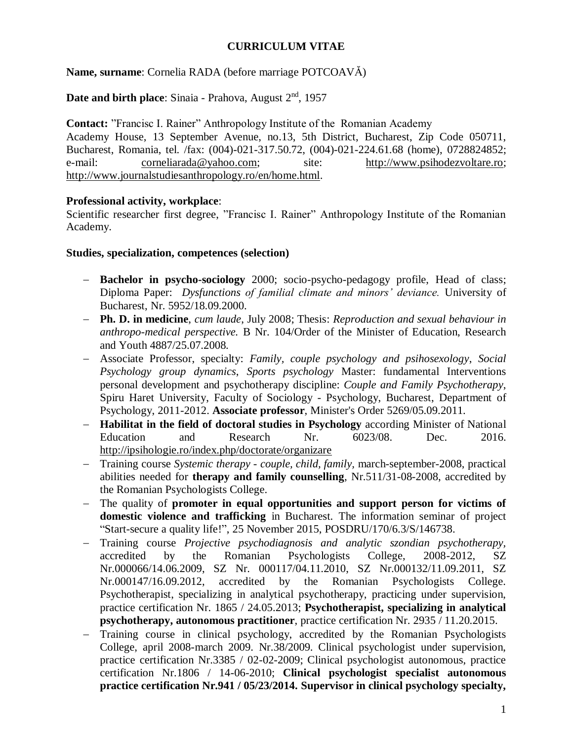# CURRICULUM VITAE

**Name, surname**: Cornelia RADA (before marriage POTCOAVĂ)

**Date and birth place**: Sinaia - Prahova, August 2nd, 1957

**Contact:** "Francisc I. Rainer" Anthropology Institute of the Romanian Academy
Academy House, 13 September Avenue, no.13, 5th District, Bucharest, Zip Code 050711, Bucharest, Romania, tel. /fax: (004)-021-317.50.72, (004)-021-224.61.68 (home), 0728824852; e-mail: corneliarada@yahoo.com; site: http://www.psihodezvoltare.ro; http://www.journalstudiesanthropology.ro/en/home.html.

**Professional activity, workplace**:
Scientific researcher first degree, "Francisc I. Rainer" Anthropology Institute of the Romanian Academy.

**Studies, specialization, competences (selection)**

- **Bachelor in psycho-sociology** 2000; socio-psycho-pedagogy profile, Head of class; Diploma Paper: *Dysfunctions of familial climate and minors' deviance.* University of Bucharest, Nr. 5952/18.09.2000.
- **Ph. D. in medicine**, *cum laude*, July 2008; Thesis: *Reproduction and sexual behaviour in anthropo-medical perspective.* B Nr. 104/Order of the Minister of Education, Research and Youth 4887/25.07.2008.
- Associate Professor, specialty: *Family, couple psychology and psihosexology*, *Social Psychology group dynamics*, *Sports psychology* Master: fundamental Interventions personal development and psychotherapy discipline: *Couple and Family Psychotherapy*, Spiru Haret University, Faculty of Sociology - Psychology, Bucharest, Department of Psychology, 2011-2012. **Associate professor**, Minister's Order 5269/05.09.2011.
- **Habilitat in the field of doctoral studies in Psychology** according Minister of National Education and Research Nr. 6023/08. Dec. 2016. http://ipsihologie.ro/index.php/doctorate/organizare
- Training course *Systemic therapy - couple, child, family*, march-september-2008, practical abilities needed for **therapy and family counselling**, Nr.511/31-08-2008, accredited by the Romanian Psychologists College.
- The quality of **promoter in equal opportunities and support person for victims of domestic violence and trafficking** in Bucharest. The information seminar of project "Start-secure a quality life!", 25 November 2015, POSDRU/170/6.3/S/146738.
- Training course *Projective psychodiagnosis and analytic szondian psychotherapy*, accredited by the Romanian Psychologists College, 2008-2012, SZ Nr.000066/14.06.2009, SZ Nr. 000117/04.11.2010, SZ Nr.000132/11.09.2011, SZ Nr.000147/16.09.2012, accredited by the Romanian Psychologists College. Psychotherapist, specializing in analytical psychotherapy, practicing under supervision, practice certification Nr. 1865 / 24.05.2013; **Psychotherapist, specializing in analytical psychotherapy, autonomous practitioner**, practice certification Nr. 2935 / 11.20.2015.
- Training course in clinical psychology, accredited by the Romanian Psychologists College, april 2008-march 2009. Nr.38/2009. Clinical psychologist under supervision, practice certification Nr.3385 / 02-02-2009; Clinical psychologist autonomous, practice certification Nr.1806 / 14-06-2010; **Clinical psychologist specialist autonomous practice certification Nr.941 / 05/23/2014. Supervisor in clinical psychology specialty,**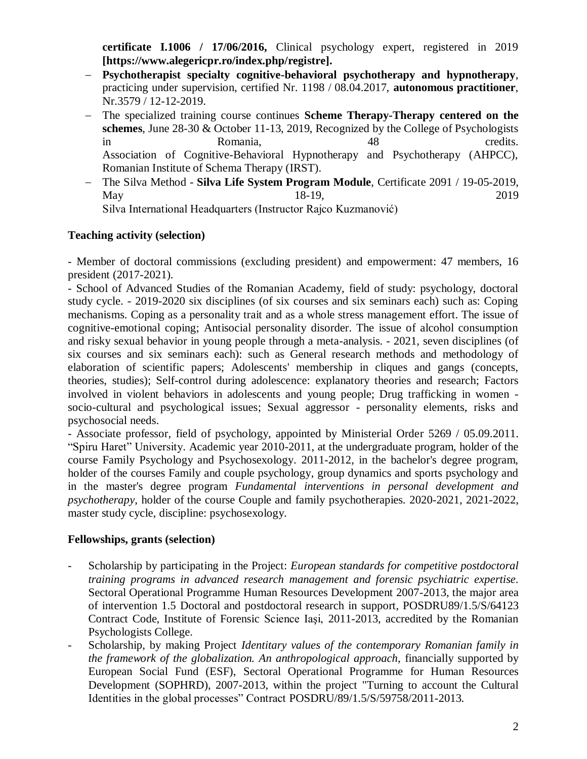**certificate I.1006 / 17/06/2016,** Clinical psychology expert, registered in 2019 **[https://www.alegericpr.ro/index.php/registre].**

- **Psychotherapist specialty cognitive-behavioral psychotherapy and hypnotherapy**, practicing under supervision, certified Nr. 1198 / 08.04.2017, **autonomous practitioner**, Nr.3579 / 12-12-2019.
- The specialized training course continues **Scheme Therapy-Therapy centered on the schemes**, June 28-30 & October 11-13, 2019, Recognized by the College of Psychologists in Romania, 48 credits. Association of Cognitive-Behavioral Hypnotherapy and Psychotherapy (AHPCC), Romanian Institute of Schema Therapy (IRST).
- The Silva Method - **Silva Life System Program Module**, Certificate 2091 / 19-05-2019, May 18-19, 2019 Silva International Headquarters (Instructor Rajco Kuzmanović)

**Teaching activity (selection)**

- Member of doctoral commissions (excluding president) and empowerment: 47 members, 16 president (2017-2021).

- School of Advanced Studies of the Romanian Academy, field of study: psychology, doctoral study cycle. - 2019-2020 six disciplines (of six courses and six seminars each) such as: Coping mechanisms. Coping as a personality trait and as a whole stress management effort. The issue of cognitive-emotional coping; Antisocial personality disorder. The issue of alcohol consumption and risky sexual behavior in young people through a meta-analysis. - 2021, seven disciplines (of six courses and six seminars each): such as General research methods and methodology of elaboration of scientific papers; Adolescents' membership in cliques and gangs (concepts, theories, studies); Self-control during adolescence: explanatory theories and research; Factors involved in violent behaviors in adolescents and young people; Drug trafficking in women - socio-cultural and psychological issues; Sexual aggressor - personality elements, risks and psychosocial needs.

- Associate professor, field of psychology, appointed by Ministerial Order 5269 / 05.09.2011. "Spiru Haret" University. Academic year 2010-2011, at the undergraduate program, holder of the course Family Psychology and Psychosexology. 2011-2012, in the bachelor's degree program, holder of the courses Family and couple psychology, group dynamics and sports psychology and in the master's degree program *Fundamental interventions in personal development and psychotherapy*, holder of the course Couple and family psychotherapies. 2020-2021, 2021-2022, master study cycle, discipline: psychosexology.

**Fellowships, grants (selection)**

- Scholarship by participating in the Project: *European standards for competitive postdoctoral training programs in advanced research management and forensic psychiatric expertise*. Sectoral Operational Programme Human Resources Development 2007-2013, the major area of intervention 1.5 Doctoral and postdoctoral research in support, POSDRU89/1.5/S/64123 Contract Code, Institute of Forensic Science Iaşi, 2011-2013, accredited by the Romanian Psychologists College.
- Scholarship, by making Project *Identitary values of the contemporary Romanian family in the framework of the globalization. An anthropological approach*, financially supported by European Social Fund (ESF), Sectoral Operational Programme for Human Resources Development (SOPHRD), 2007-2013, within the project "Turning to account the Cultural Identities in the global processes" Contract POSDRU/89/1.5/S/59758/2011-2013.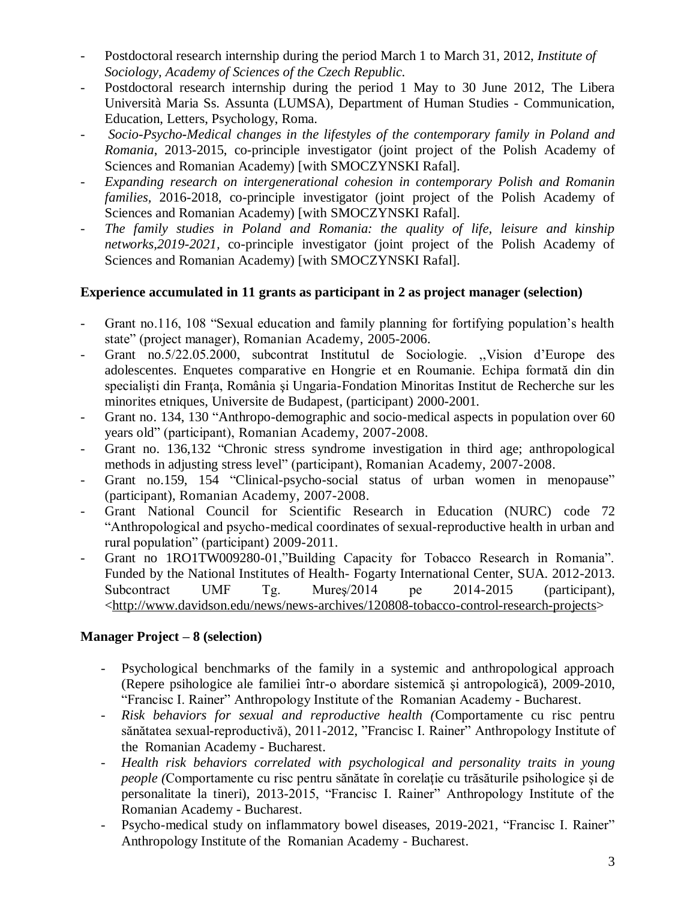- Postdoctoral research internship during the period March 1 to March 31, 2012, *Institute of Sociology, Academy of Sciences of the Czech Republic.*
- Postdoctoral research internship during the period 1 May to 30 June 2012, The Libera Università Maria Ss. Assunta (LUMSA), Department of Human Studies - Communication, Education, Letters, Psychology, Roma.
- *Socio-Psycho-Medical changes in the lifestyles of the contemporary family in Poland and Romania*, 2013-2015, co-principle investigator (joint project of the Polish Academy of Sciences and Romanian Academy) [with SMOCZYNSKI Rafal].
- *Expanding research on intergenerational cohesion in contemporary Polish and Romanin families*, 2016-2018, co-principle investigator (joint project of the Polish Academy of Sciences and Romanian Academy) [with SMOCZYNSKI Rafal].
- *The family studies in Poland and Romania: the quality of life, leisure and kinship networks,2019-2021*, co-principle investigator (joint project of the Polish Academy of Sciences and Romanian Academy) [with SMOCZYNSKI Rafal].

**Experience accumulated in 11 grants as participant in 2 as project manager (selection)**

- Grant no.116, 108 "Sexual education and family planning for fortifying population's health state" (project manager), Romanian Academy, 2005-2006.
- Grant no.5/22.05.2000, subcontrat Institutul de Sociologie. ,,Vision d'Europe des adolescentes. Enquetes comparative en Hongrie et en Roumanie. Echipa formată din din specialişti din Franţa, România şi Ungaria-Fondation Minoritas Institut de Recherche sur les minorites etniques, Universite de Budapest, (participant) 2000-2001.
- Grant no. 134, 130 "Anthropo-demographic and socio-medical aspects in population over 60 years old" (participant), Romanian Academy, 2007-2008.
- Grant no. 136,132 "Chronic stress syndrome investigation in third age; anthropological methods in adjusting stress level" (participant), Romanian Academy, 2007-2008.
- Grant no.159, 154 "Clinical-psycho-social status of urban women in menopause" (participant), Romanian Academy, 2007-2008.
- Grant National Council for Scientific Research in Education (NURC) code 72 "Anthropological and psycho-medical coordinates of sexual-reproductive health in urban and rural population" (participant) 2009-2011.
- Grant no 1RO1TW009280-01,"Building Capacity for Tobacco Research in Romania". Funded by the National Institutes of Health- Fogarty International Center, SUA. 2012-2013. Subcontract UMF Tg. Mureş/2014 pe 2014-2015 (participant), <http://www.davidson.edu/news/news-archives/120808-tobacco-control-research-projects>

**Manager Project – 8 (selection)**

- Psychological benchmarks of the family in a systemic and anthropological approach (Repere psihologice ale familiei într-o abordare sistemică şi antropologică), 2009-2010, "Francisc I. Rainer" Anthropology Institute of the Romanian Academy - Bucharest.
- *Risk behaviors for sexual and reproductive health (*Comportamente cu risc pentru sănătatea sexual-reproductivă), 2011-2012, "Francisc I. Rainer" Anthropology Institute of the Romanian Academy - Bucharest.
- *Health risk behaviors correlated with psychological and personality traits in young people (*Comportamente cu risc pentru sănătate în corelaţie cu trăsăturile psihologice şi de personalitate la tineri), 2013-2015, "Francisc I. Rainer" Anthropology Institute of the Romanian Academy - Bucharest.
- Psycho-medical study on inflammatory bowel diseases, 2019-2021, "Francisc I. Rainer" Anthropology Institute of the Romanian Academy - Bucharest.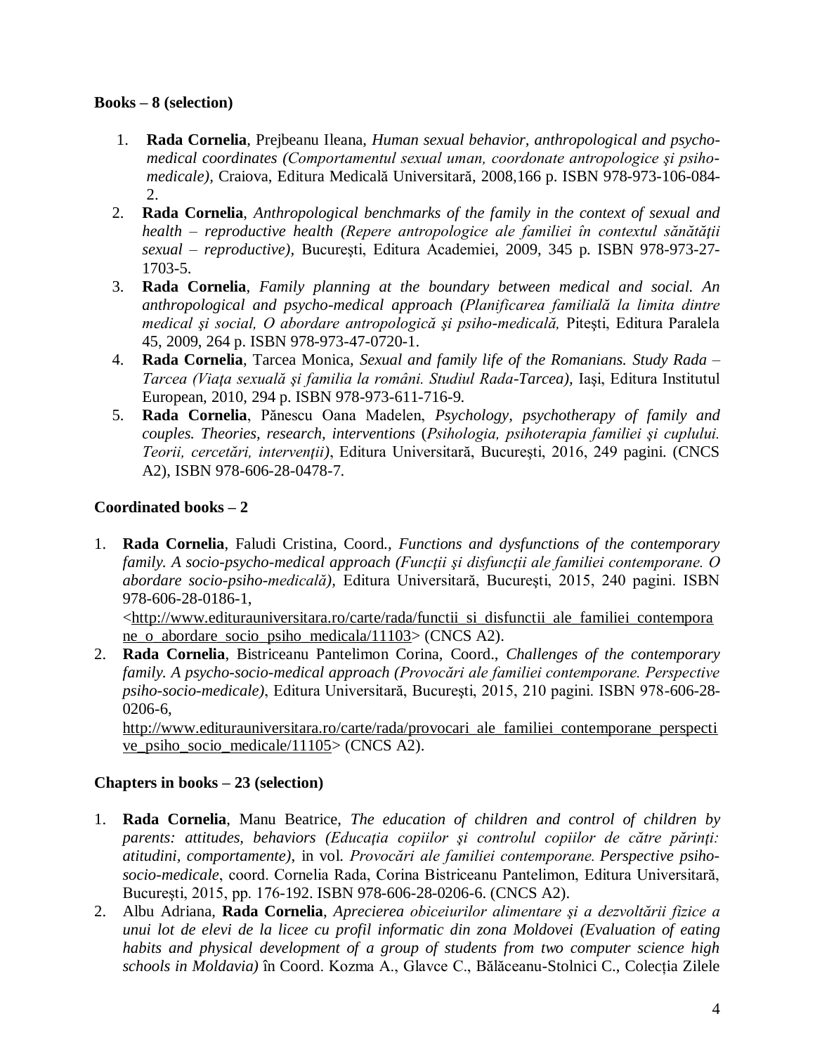**Books – 8 (selection)**

1. **Rada Cornelia**, Prejbeanu Ileana, *Human sexual behavior, anthropological and psycho-medical coordinates (Comportamentul sexual uman, coordonate antropologice şi psiho-medicale),* Craiova, Editura Medicală Universitară, 2008,166 p. ISBN 978-973-106-084-2.
2. **Rada Cornelia**, *Anthropological benchmarks of the family in the context of sexual and health – reproductive health (Repere antropologice ale familiei în contextul sănătăţii sexual – reproductive),* Bucureşti, Editura Academiei, 2009, 345 p. ISBN 978-973-27-1703-5.
3. **Rada Cornelia**, *Family planning at the boundary between medical and social. An anthropological and psycho-medical approach (Planificarea familială la limita dintre medical şi social, O abordare antropologică şi psiho-medicală,* Piteşti, Editura Paralela 45, 2009, 264 p. ISBN 978-973-47-0720-1.
4. **Rada Cornelia**, Tarcea Monica, *Sexual and family life of the Romanians. Study Rada – Tarcea (Viaţa sexuală şi familia la români. Studiul Rada-Tarcea),* Iaşi, Editura Institutul European, 2010, 294 p. ISBN 978-973-611-716-9.
5. **Rada Cornelia**, Pănescu Oana Madelen, *Psychology, psychotherapy of family and couples. Theories, research, interventions* (*Psihologia, psihoterapia familiei şi cuplului. Teorii, cercetări, intervenţii)*, Editura Universitară, Bucureşti, 2016, 249 pagini. (CNCS A2), ISBN 978-606-28-0478-7.

**Coordinated books – 2**

1. **Rada Cornelia**, Faludi Cristina, Coord., *Functions and dysfunctions of the contemporary family. A socio-psycho-medical approach (Funcţii şi disfuncţii ale familiei contemporane. O abordare socio-psiho-medicală),* Editura Universitară, Bucureşti, 2015, 240 pagini. ISBN 978-606-28-0186-1, <http://www.editurauniversitara.ro/carte/rada/functii_si_disfunctii_ale_familiei_contemporane_o_abordare_socio_psiho_medicala/11103> (CNCS A2).
2. **Rada Cornelia**, Bistriceanu Pantelimon Corina, Coord., *Challenges of the contemporary family. A psycho-socio-medical approach (Provocări ale familiei contemporane. Perspective psiho-socio-medicale)*, Editura Universitară, Bucureşti, 2015, 210 pagini. ISBN 978-606-28-0206-6, http://www.editurauniversitara.ro/carte/rada/provocari_ale_familiei_contemporane_perspective_psiho_socio_medicale/11105> (CNCS A2).

**Chapters in books – 23 (selection)**

1. **Rada Cornelia**, Manu Beatrice, *The education of children and control of children by parents: attitudes, behaviors (Educaţia copiilor şi controlul copiilor de către părinţi: atitudini, comportamente)*, in vol. *Provocări ale familiei contemporane. Perspective psiho-socio-medicale*, coord. Cornelia Rada, Corina Bistriceanu Pantelimon, Editura Universitară, Bucureşti, 2015, pp. 176-192. ISBN 978-606-28-0206-6. (CNCS A2).
2. Albu Adriana, **Rada Cornelia**, *Aprecierea obiceiurilor alimentare şi a dezvoltării fizice a unui lot de elevi de la licee cu profil informatic din zona Moldovei (Evaluation of eating habits and physical development of a group of students from two computer science high schools in Moldavia)* în Coord. Kozma A., Glavce C., Bălăceanu-Stolnici C., Colecţia Zilele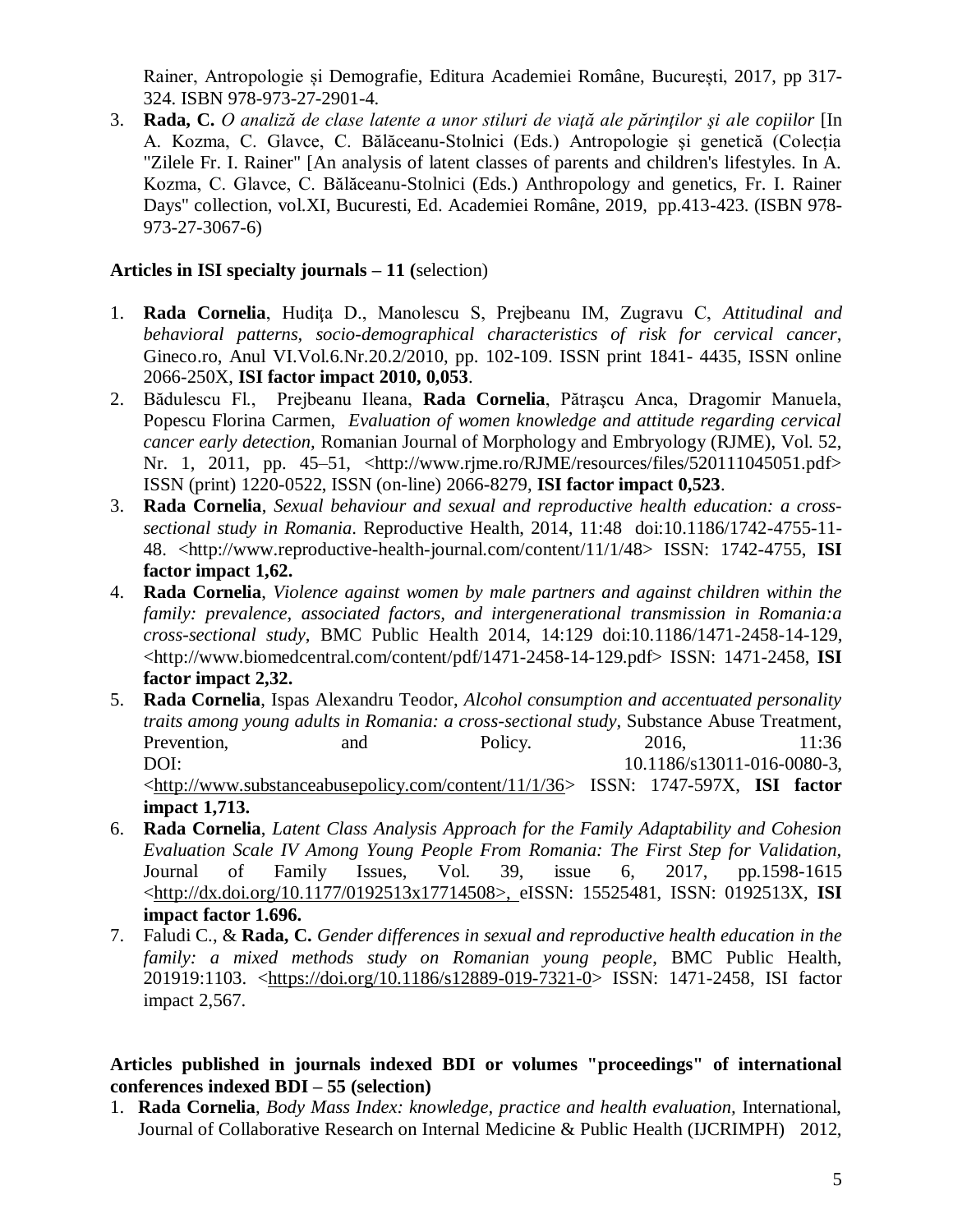Rainer, Antropologie și Demografie, Editura Academiei Române, București, 2017, pp 317-324. ISBN 978-973-27-2901-4.

3. **Rada, C.** *O analiză de clase latente a unor stiluri de viaţă ale părinţilor şi ale copiilor* [In A. Kozma, C. Glavce, C. Bălăceanu-Stolnici (Eds.) Antropologie și genetică (Colecția "Zilele Fr. I. Rainer" [An analysis of latent classes of parents and children's lifestyles. In A. Kozma, C. Glavce, C. Bălăceanu-Stolnici (Eds.) Anthropology and genetics, Fr. I. Rainer Days" collection, vol.XI, Bucuresti, Ed. Academiei Române, 2019, pp.413-423. (ISBN 978-973-27-3067-6)

**Articles in ISI specialty journals – 11 (**selection)

1. **Rada Cornelia**, Hudiţa D., Manolescu S, Prejbeanu IM, Zugravu C, *Attitudinal and behavioral patterns, socio-demographical characteristics of risk for cervical cancer*, Gineco.ro, Anul VI.Vol.6.Nr.20.2/2010, pp. 102-109. ISSN print 1841- 4435, ISSN online 2066-250X, **ISI factor impact 2010, 0,053**.
2. Bădulescu Fl., Prejbeanu Ileana, **Rada Cornelia**, Pătraşcu Anca, Dragomir Manuela, Popescu Florina Carmen, *Evaluation of women knowledge and attitude regarding cervical cancer early detection,* Romanian Journal of Morphology and Embryology (RJME), Vol. 52, Nr. 1, 2011, pp. 45–51, <http://www.rjme.ro/RJME/resources/files/520111045051.pdf> ISSN (print) 1220-0522, ISSN (on-line) 2066-8279, **ISI factor impact 0,523**.
3. **Rada Cornelia**, *Sexual behaviour and sexual and reproductive health education: a cross-sectional study in Romania*. Reproductive Health, 2014, 11:48 doi:10.1186/1742-4755-11-48. <http://www.reproductive-health-journal.com/content/11/1/48> ISSN: 1742-4755, **ISI factor impact 1,62.**
4. **Rada Cornelia**, *Violence against women by male partners and against children within the family: prevalence, associated factors, and intergenerational transmission in Romania:a cross-sectional study*, BMC Public Health 2014, 14:129 doi:10.1186/1471-2458-14-129, <http://www.biomedcentral.com/content/pdf/1471-2458-14-129.pdf> ISSN: 1471-2458, **ISI factor impact 2,32.**
5. **Rada Cornelia**, Ispas Alexandru Teodor, *Alcohol consumption and accentuated personality traits among young adults in Romania: a cross-sectional study,* Substance Abuse Treatment, Prevention, and Policy. 2016, 11:36 DOI: 10.1186/s13011-016-0080-3, <http://www.substanceabusepolicy.com/content/11/1/36> ISSN: 1747-597X, **ISI factor impact 1,713.**
6. **Rada Cornelia**, *Latent Class Analysis Approach for the Family Adaptability and Cohesion Evaluation Scale IV Among Young People From Romania: The First Step for Validation,* Journal of Family Issues, Vol. 39, issue 6, 2017, pp.1598-1615 <http://dx.doi.org/10.1177/0192513x17714508>, eISSN: 15525481, ISSN: 0192513X, **ISI impact factor 1.696.**
7. Faludi C., & **Rada, C.** *Gender differences in sexual and reproductive health education in the family: a mixed methods study on Romanian young people*, BMC Public Health, 201919:1103. <https://doi.org/10.1186/s12889-019-7321-0> ISSN: 1471-2458, ISI factor impact 2,567.

**Articles published in journals indexed BDI or volumes "proceedings" of international conferences indexed BDI – 55 (selection)**

1. **Rada Cornelia**, *Body Mass Index: knowledge, practice and health evaluation,* International, Journal of Collaborative Research on Internal Medicine & Public Health (IJCRIMPH) 2012,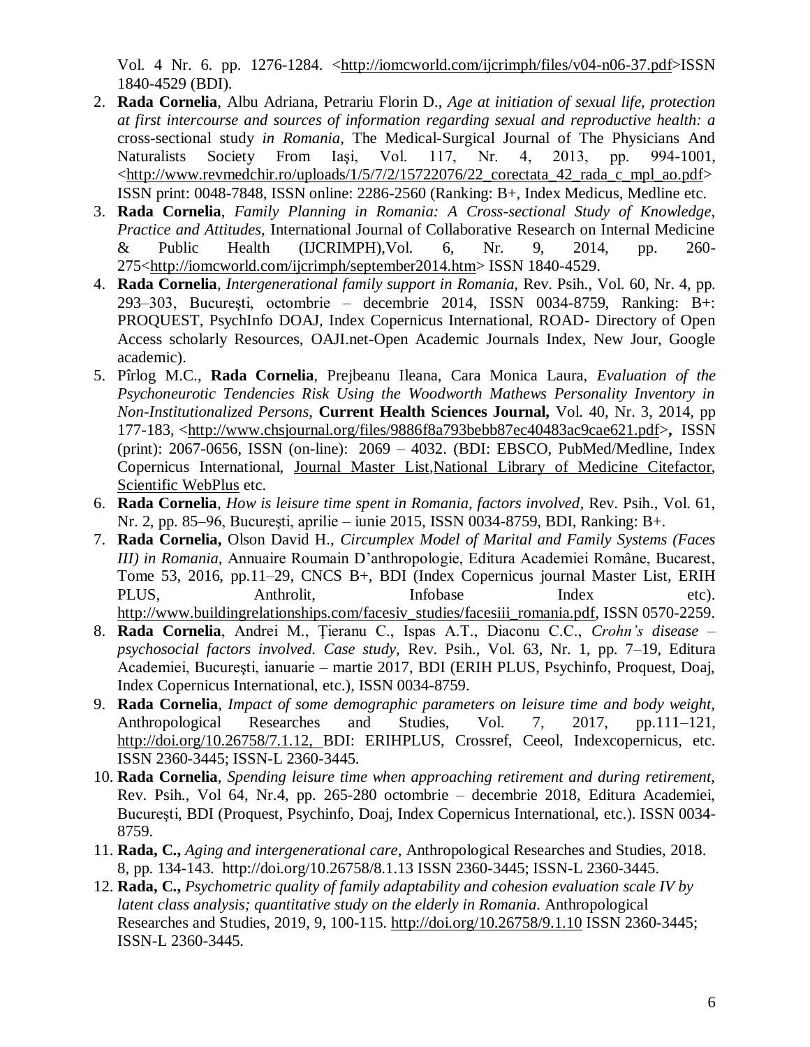Vol. 4 Nr. 6. pp. 1276-1284. <http://iomcworld.com/ijcrimph/files/v04-n06-37.pdf>ISSN 1840-4529 (BDI).

2. **Rada Cornelia**, Albu Adriana, Petrariu Florin D., *Age at initiation of sexual life, protection at first intercourse and sources of information regarding sexual and reproductive health: a* cross-sectional study *in Romania*, The Medical-Surgical Journal of The Physicians And Naturalists Society From Iaşi, Vol. 117, Nr. 4, 2013, pp. 994-1001, <http://www.revmedchir.ro/uploads/1/5/7/2/15722076/22_corectata_42_rada_c_mpl_ao.pdf> ISSN print: 0048-7848, ISSN online: 2286-2560 (Ranking: B+, Index Medicus, Medline etc.
3. **Rada Cornelia**, *Family Planning in Romania: A Cross-sectional Study of Knowledge, Practice and Attitudes*, International Journal of Collaborative Research on Internal Medicine & Public Health (IJCRIMPH),Vol. 6, Nr. 9, 2014, pp. 260-275<http://iomcworld.com/ijcrimph/september2014.htm> ISSN 1840-4529.
4. **Rada Cornelia**, *Intergenerational family support in Romania,* Rev. Psih., Vol. 60, Nr. 4, pp. 293–303, Bucureşti, octombrie – decembrie 2014, ISSN 0034-8759, Ranking: B+: PROQUEST, PsychInfo DOAJ, Index Copernicus International, ROAD- Directory of Open Access scholarly Resources, OAJI.net-Open Academic Journals Index, New Jour, Google academic).
5. Pîrlog M.C., **Rada Cornelia**, Prejbeanu Ileana, Cara Monica Laura, *Evaluation of the Psychoneurotic Tendencies Risk Using the Woodworth Mathews Personality Inventory in Non-Institutionalized Persons*, **Current Health Sciences Journal,** Vol. 40, Nr. 3, 2014, pp 177-183, <http://www.chsjournal.org/files/9886f8a793bebb87ec40483ac9cae621.pdf>**,** ISSN (print): 2067-0656, ISSN (on-line): 2069 – 4032. (BDI: EBSCO, PubMed/Medline, Index Copernicus International, Journal Master List,National Library of Medicine Citefactor, Scientific WebPlus etc.
6. **Rada Cornelia**, *How is leisure time spent in Romania, factors involved*, Rev. Psih., Vol. 61, Nr. 2, pp. 85–96, Bucureşti, aprilie – iunie 2015, ISSN 0034-8759, BDI, Ranking: B+.
7. **Rada Cornelia,** Olson David H., *Circumplex Model of Marital and Family Systems (Faces III) in Romania*, Annuaire Roumain D'anthropologie, Editura Academiei Române, Bucarest, Tome 53, 2016, pp.11–29, CNCS B+, BDI (Index Copernicus journal Master List, ERIH PLUS, Anthrolit, Infobase Index etc). http://www.buildingrelationships.com/facesiv_studies/facesiii_romania.pdf, ISSN 0570-2259.
8. **Rada Cornelia**, Andrei M., Ţieranu C., Ispas A.T., Diaconu C.C., *Crohn's disease – psychosocial factors involved. Case study,* Rev. Psih., Vol. 63, Nr. 1, pp. 7–19, Editura Academiei, Bucureşti, ianuarie – martie 2017, BDI (ERIH PLUS, Psychinfo, Proquest, Doaj, Index Copernicus International, etc.), ISSN 0034-8759.
9. **Rada Cornelia**, *Impact of some demographic parameters on leisure time and body weight,* Anthropological Researches and Studies, Vol. 7, 2017, pp.111–121, http://doi.org/10.26758/7.1.12, BDI: ERIHPLUS, Crossref, Ceeol, Indexcopernicus, etc. ISSN 2360-3445; ISSN-L 2360-3445.
10. **Rada Cornelia**, *Spending leisure time when approaching retirement and during retirement,* Rev. Psih., Vol 64, Nr.4, pp. 265-280 octombrie – decembrie 2018, Editura Academiei, București, BDI (Proquest, Psychinfo, Doaj, Index Copernicus International, etc.). ISSN 0034-8759.
11. **Rada, C.,** *Aging and intergenerational care*, Anthropological Researches and Studies, 2018. 8, pp. 134-143. http://doi.org/10.26758/8.1.13 ISSN 2360-3445; ISSN-L 2360-3445.
12. **Rada, C.,** *Psychometric quality of family adaptability and cohesion evaluation scale IV by latent class analysis; quantitative study on the elderly in Romania.* Anthropological Researches and Studies, 2019, 9, 100-115. http://doi.org/10.26758/9.1.10 ISSN 2360-3445; ISSN-L 2360-3445.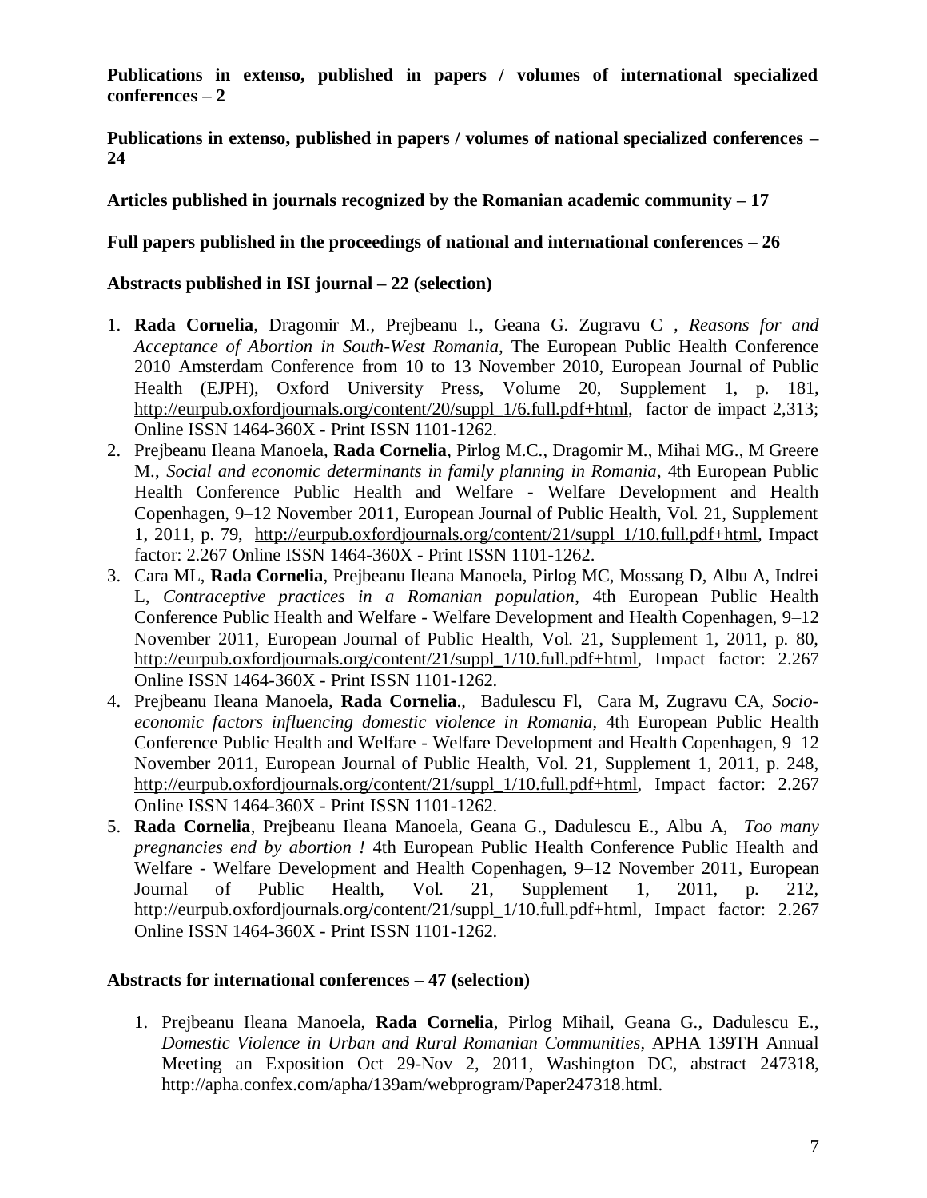**Publications in extenso, published in papers / volumes of international specialized conferences – 2**

**Publications in extenso, published in papers / volumes of national specialized conferences – 24**

**Articles published in journals recognized by the Romanian academic community – 17**

**Full papers published in the proceedings of national and international conferences – 26**

**Abstracts published in ISI journal – 22 (selection)**

1. **Rada Cornelia**, Dragomir M., Prejbeanu I., Geana G. Zugravu C , *Reasons for and Acceptance of Abortion in South-West Romania*, The European Public Health Conference 2010 Amsterdam Conference from 10 to 13 November 2010, European Journal of Public Health (EJPH), Oxford University Press, Volume 20, Supplement 1, p. 181, http://eurpub.oxfordjournals.org/content/20/suppl_1/6.full.pdf+html, factor de impact 2,313; Online ISSN 1464-360X - Print ISSN 1101-1262.
2. Prejbeanu Ileana Manoela, **Rada Cornelia**, Pirlog M.C., Dragomir M., Mihai MG., M Greere M., *Social and economic determinants in family planning in Romania*, 4th European Public Health Conference Public Health and Welfare - Welfare Development and Health Copenhagen, 9–12 November 2011, European Journal of Public Health, Vol. 21, Supplement 1, 2011, p. 79, http://eurpub.oxfordjournals.org/content/21/suppl_1/10.full.pdf+html, Impact factor: 2.267 Online ISSN 1464-360X - Print ISSN 1101-1262.
3. Cara ML, **Rada Cornelia**, Prejbeanu Ileana Manoela, Pirlog MC, Mossang D, Albu A, Indrei L, *Contraceptive practices in a Romanian population*, 4th European Public Health Conference Public Health and Welfare - Welfare Development and Health Copenhagen, 9–12 November 2011, European Journal of Public Health, Vol. 21, Supplement 1, 2011, p. 80, http://eurpub.oxfordjournals.org/content/21/suppl_1/10.full.pdf+html, Impact factor: 2.267 Online ISSN 1464-360X - Print ISSN 1101-1262.
4. Prejbeanu Ileana Manoela, **Rada Cornelia**., Badulescu Fl, Cara M, Zugravu CA, *Socio-economic factors influencing domestic violence in Romania*, 4th European Public Health Conference Public Health and Welfare - Welfare Development and Health Copenhagen, 9–12 November 2011, European Journal of Public Health, Vol. 21, Supplement 1, 2011, p. 248, http://eurpub.oxfordjournals.org/content/21/suppl_1/10.full.pdf+html, Impact factor: 2.267 Online ISSN 1464-360X - Print ISSN 1101-1262.
5. **Rada Cornelia**, Prejbeanu Ileana Manoela, Geana G., Dadulescu E., Albu A, *Too many pregnancies end by abortion !* 4th European Public Health Conference Public Health and Welfare - Welfare Development and Health Copenhagen, 9–12 November 2011, European Journal of Public Health, Vol. 21, Supplement 1, 2011, p. 212, http://eurpub.oxfordjournals.org/content/21/suppl_1/10.full.pdf+html, Impact factor: 2.267 Online ISSN 1464-360X - Print ISSN 1101-1262.

**Abstracts for international conferences – 47 (selection)**

1. Prejbeanu Ileana Manoela, **Rada Cornelia**, Pirlog Mihail, Geana G., Dadulescu E., *Domestic Violence in Urban and Rural Romanian Communities*, APHA 139TH Annual Meeting an Exposition Oct 29-Nov 2, 2011, Washington DC, abstract 247318, http://apha.confex.com/apha/139am/webprogram/Paper247318.html.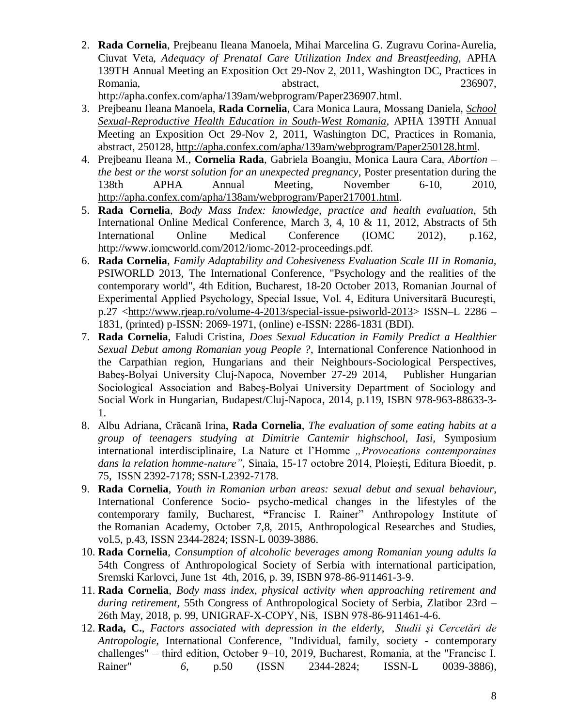2. **Rada Cornelia**, Prejbeanu Ileana Manoela, Mihai Marcelina G. Zugravu Corina-Aurelia, Ciuvat Veta, *Adequacy of Prenatal Care Utilization Index and Breastfeeding,* APHA 139TH Annual Meeting an Exposition Oct 29-Nov 2, 2011, Washington DC, Practices in Romania, abstract, 236907, http://apha.confex.com/apha/139am/webprogram/Paper236907.html.
3. Prejbeanu Ileana Manoela, **Rada Cornelia**, Cara Monica Laura, Mossang Daniela, *School Sexual-Reproductive Health Education in South-West Romania,* APHA 139TH Annual Meeting an Exposition Oct 29-Nov 2, 2011, Washington DC, Practices in Romania, abstract, 250128, http://apha.confex.com/apha/139am/webprogram/Paper250128.html.
4. Prejbeanu Ileana M., **Cornelia Rada**, Gabriela Boangiu, Monica Laura Cara, *Abortion – the best or the worst solution for an unexpected pregnancy*, Poster presentation during the 138th APHA Annual Meeting, November 6-10, 2010, http://apha.confex.com/apha/138am/webprogram/Paper217001.html.
5. **Rada Cornelia**, *Body Mass Index: knowledge, practice and health evaluation*, 5th International Online Medical Conference, March 3, 4, 10 & 11, 2012, Abstracts of 5th International Online Medical Conference (IOMC 2012), p.162, http://www.iomcworld.com/2012/iomc-2012-proceedings.pdf.
6. **Rada Cornelia**, *Family Adaptability and Cohesiveness Evaluation Scale III in Romania,* PSIWORLD 2013, The International Conference, "Psychology and the realities of the contemporary world", 4th Edition, Bucharest, 18-20 October 2013, Romanian Journal of Experimental Applied Psychology, Special Issue, Vol. 4, Editura Universitară Bucureşti, p.27 <http://www.rjeap.ro/volume-4-2013/special-issue-psiworld-2013> ISSN–L 2286 – 1831, (printed) p-ISSN: 2069-1971, (online) e-ISSN: 2286-1831 (BDI).
7. **Rada Cornelia**, Faludi Cristina, *Does Sexual Education in Family Predict a Healthier Sexual Debut among Romanian youg People ?,* International Conference Nationhood in the Carpathian region, Hungarians and their Neighbours-Sociological Perspectives, Babeş-Bolyai University Cluj-Napoca, November 27-29 2014, Publisher Hungarian Sociological Association and Babeş-Bolyai University Department of Sociology and Social Work in Hungarian, Budapest/Cluj-Napoca, 2014, p.119, ISBN 978-963-88633-3-1.
8. Albu Adriana, Crăcană Irina, **Rada Cornelia**, *The evaluation of some eating habits at a group of teenagers studying at Dimitrie Cantemir highschool, Iasi,* Symposium international interdisciplinaire, La Nature et l'Homme *„Provocations contemporaines dans la relation homme-nature"*, Sinaia, 15-17 octobre 2014, Ploieşti, Editura Bioedit, p. 75, ISSN 2392-7178; SSN-L2392-7178.
9. **Rada Cornelia**, *Youth in Romanian urban areas: sexual debut and sexual behaviour,* International Conference Socio- psycho-medical changes in the lifestyles of the contemporary family, Bucharest, **"**Francisc I. Rainer" Anthropology Institute of the Romanian Academy, October 7,8, 2015, Anthropological Researches and Studies, vol.5, p.43, ISSN 2344-2824; ISSN-L 0039-3886.
10. **Rada Cornelia**, *Consumption of alcoholic beverages among Romanian young adults la* 54th Congress of Anthropological Society of Serbia with international participation, Sremski Karlovci, June 1st–4th, 2016, p. 39, ISBN 978-86-911461-3-9.
11. **Rada Cornelia**, *Body mass index, physical activity when approaching retirement and during retirement*, 55th Congress of Anthropological Society of Serbia, Zlatibor 23rd – 26th May, 2018, p. 99, UNIGRAF-X-COPY, Niš, ISBN 978-86-911461-4-6.
12. **Rada, C.**, *Factors associated with depression in the elderly*, *Studii şi Cercetări de Antropologie,* International Conference, "Individual, family, society - contemporary challenges" – third edition, October 9−10, 2019, Bucharest, Romania, at the "Francisc I. Rainer" *6,* p.50 (ISSN 2344-2824; ISSN-L 0039-3886),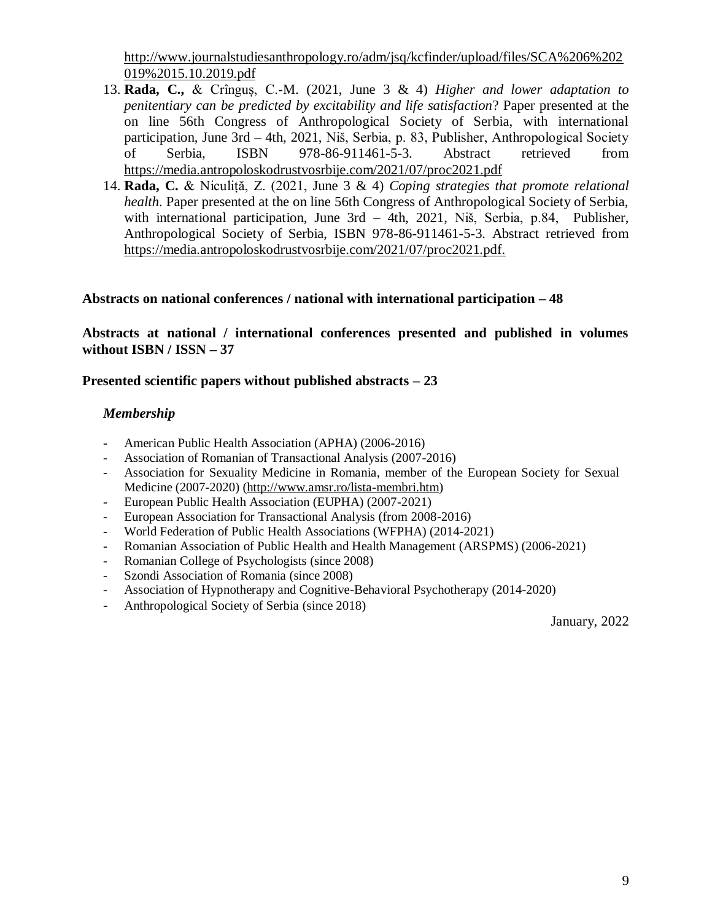http://www.journalstudiesanthropology.ro/adm/jsq/kcfinder/upload/files/SCA%206%2020 19%2015.10.2019.pdf

13. **Rada, C.,** & Crînguș, C.-M. (2021, June 3 & 4) *Higher and lower adaptation to penitentiary can be predicted by excitability and life satisfaction*? Paper presented at the on line 56th Congress of Anthropological Society of Serbia, with international participation, June 3rd – 4th, 2021, Niš, Serbia, p. 83, Publisher, Anthropological Society of Serbia, ISBN 978-86-911461-5-3. Abstract retrieved from https://media.antropoloskodrustvosrbije.com/2021/07/proc2021.pdf
14. **Rada, C.** & Niculiță, Z. (2021, June 3 & 4) *Coping strategies that promote relational health*. Paper presented at the on line 56th Congress of Anthropological Society of Serbia, with international participation, June 3rd – 4th, 2021, Niš, Serbia, p.84, Publisher, Anthropological Society of Serbia, ISBN 978-86-911461-5-3. Abstract retrieved from https://media.antropoloskodrustvosrbije.com/2021/07/proc2021.pdf.

**Abstracts on national conferences / national with international participation – 48**

**Abstracts at national / international conferences presented and published in volumes without ISBN / ISSN – 37**

**Presented scientific papers without published abstracts – 23**

***Membership***

- American Public Health Association (APHA) (2006-2016)
- Association of Romanian of Transactional Analysis (2007-2016)
- Association for Sexuality Medicine in Romania, member of the European Society for Sexual Medicine (2007-2020) (http://www.amsr.ro/lista-membri.htm)
- European Public Health Association (EUPHA) (2007-2021)
- European Association for Transactional Analysis (from 2008-2016)
- World Federation of Public Health Associations (WFPHA) (2014-2021)
- Romanian Association of Public Health and Health Management (ARSPMS) (2006-2021)
- Romanian College of Psychologists (since 2008)
- Szondi Association of Romania (since 2008)
- Association of Hypnotherapy and Cognitive-Behavioral Psychotherapy (2014-2020)
- Anthropological Society of Serbia (since 2018)

January, 2022